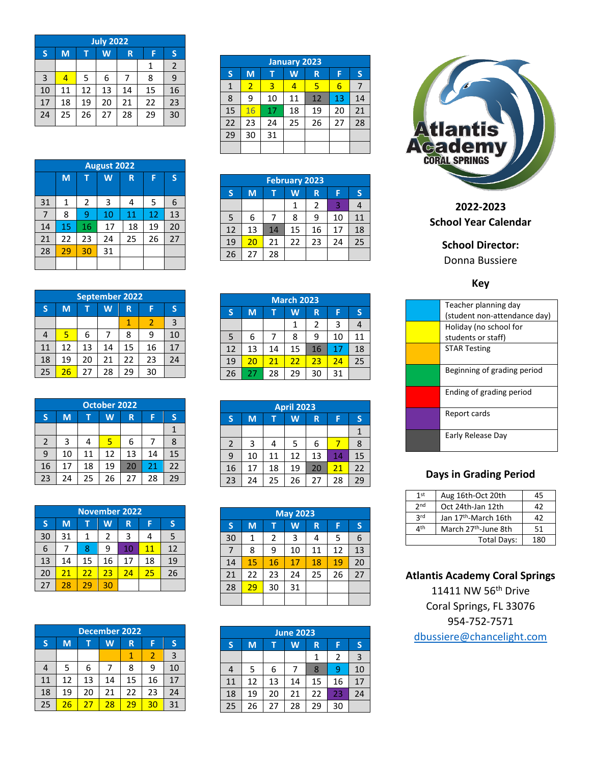# Atlantis Academy Coral Springs

## 2022-2023 School Year Calendar

**School Director:**
Donna Bussiere

| July 2022 | | | | | | |
|---|---|---|---|---|---|---|
| S | M | T | W | R | F | S |
| | | | | | 1 | 2 |
| 3 | 4 | 5 | 6 | 7 | 8 | 9 |
| 10 | 11 | 12 | 13 | 14 | 15 | 16 |
| 17 | 18 | 19 | 20 | 21 | 22 | 23 |
| 24 | 25 | 26 | 27 | 28 | 29 | 30 |

| August 2022 | | | | | | |
|---|---|---|---|---|---|---|
| | M | T | W | R | F | S |
| 31 | 1 | 2 | 3 | 4 | 5 | 6 |
| 7 | 8 | 9 | 10 | 11 | 12 | 13 |
| 14 | 15 | 16 | 17 | 18 | 19 | 20 |
| 21 | 22 | 23 | 24 | 25 | 26 | 27 |
| 28 | 29 | 30 | 31 | | | |

| September 2022 | | | | | | |
|---|---|---|---|---|---|---|
| S | M | T | W | R | F | S |
| | | | | 1 | 2 | 3 |
| 4 | 5 | 6 | 7 | 8 | 9 | 10 |
| 11 | 12 | 13 | 14 | 15 | 16 | 17 |
| 18 | 19 | 20 | 21 | 22 | 23 | 24 |
| 25 | 26 | 27 | 28 | 29 | 30 | |

| October 2022 | | | | | | |
|---|---|---|---|---|---|---|
| S | M | T | W | R | F | S |
| | | | | | | 1 |
| 2 | 3 | 4 | 5 | 6 | 7 | 8 |
| 9 | 10 | 11 | 12 | 13 | 14 | 15 |
| 16 | 17 | 18 | 19 | 20 | 21 | 22 |
| 23 | 24 | 25 | 26 | 27 | 28 | 29 |

| November 2022 | | | | | | |
|---|---|---|---|---|---|---|
| S | M | T | W | R | F | S |
| 30 | 31 | 1 | 2 | 3 | 4 | 5 |
| 6 | 7 | 8 | 9 | 10 | 11 | 12 |
| 13 | 14 | 15 | 16 | 17 | 18 | 19 |
| 20 | 21 | 22 | 23 | 24 | 25 | 26 |
| 27 | 28 | 29 | 30 | | | |

| December 2022 | | | | | | |
|---|---|---|---|---|---|---|
| S | M | T | W | R | F | S |
| | | | | 1 | 2 | 3 |
| 4 | 5 | 6 | 7 | 8 | 9 | 10 |
| 11 | 12 | 13 | 14 | 15 | 16 | 17 |
| 18 | 19 | 20 | 21 | 22 | 23 | 24 |
| 25 | 26 | 27 | 28 | 29 | 30 | 31 |

| January 2023 | | | | | | |
|---|---|---|---|---|---|---|
| S | M | T | W | R | F | S |
| 1 | 2 | 3 | 4 | 5 | 6 | 7 |
| 8 | 9 | 10 | 11 | 12 | 13 | 14 |
| 15 | 16 | 17 | 18 | 19 | 20 | 21 |
| 22 | 23 | 24 | 25 | 26 | 27 | 28 |
| 29 | 30 | 31 | | | | |

| February 2023 | | | | | | |
|---|---|---|---|---|---|---|
| S | M | T | W | R | F | S |
| | | | 1 | 2 | 3 | 4 |
| 5 | 6 | 7 | 8 | 9 | 10 | 11 |
| 12 | 13 | 14 | 15 | 16 | 17 | 18 |
| 19 | 20 | 21 | 22 | 23 | 24 | 25 |
| 26 | 27 | 28 | | | | |

| March 2023 | | | | | | |
|---|---|---|---|---|---|---|
| S | M | T | W | R | F | S |
| | | | 1 | 2 | 3 | 4 |
| 5 | 6 | 7 | 8 | 9 | 10 | 11 |
| 12 | 13 | 14 | 15 | 16 | 17 | 18 |
| 19 | 20 | 21 | 22 | 23 | 24 | 25 |
| 26 | 27 | 28 | 29 | 30 | 31 | |

| April 2023 | | | | | | |
|---|---|---|---|---|---|---|
| S | M | T | W | R | F | S |
| | | | | | | 1 |
| 2 | 3 | 4 | 5 | 6 | 7 | 8 |
| 9 | 10 | 11 | 12 | 13 | 14 | 15 |
| 16 | 17 | 18 | 19 | 20 | 21 | 22 |
| 23 | 24 | 25 | 26 | 27 | 28 | 29 |

| May 2023 | | | | | | |
|---|---|---|---|---|---|---|
| S | M | T | W | R | F | S |
| 30 | 1 | 2 | 3 | 4 | 5 | 6 |
| 7 | 8 | 9 | 10 | 11 | 12 | 13 |
| 14 | 15 | 16 | 17 | 18 | 19 | 20 |
| 21 | 22 | 23 | 24 | 25 | 26 | 27 |
| 28 | 29 | 30 | 31 | | | |

| June 2023 | | | | | | |
|---|---|---|---|---|---|---|
| S | M | T | W | R | F | S |
| | | | | 1 | 2 | 3 |
| 4 | 5 | 6 | 7 | 8 | 9 | 10 |
| 11 | 12 | 13 | 14 | 15 | 16 | 17 |
| 18 | 19 | 20 | 21 | 22 | 23 | 24 |
| 25 | 26 | 27 | 28 | 29 | 30 | |

### Key

| Color | Meaning |
|---|---|
| Light blue | Teacher planning day (student non-attendance day) |
| Yellow | Holiday (no school for students or staff) |
| Orange | STAR Testing |
| Green | Beginning of grading period |
| Red | Ending of grading period |
| Purple | Report cards |
| Dark gray | Early Release Day |

### Days in Grading Period

| Period | Dates | Days |
|---|---|---|
| 1st | Aug 16th-Oct 20th | 45 |
| 2nd | Oct 24th-Jan 12th | 42 |
| 3rd | Jan 17th-March 16th | 42 |
| 4th | March 27th-June 8th | 51 |
| | Total Days: | 180 |

**Atlantis Academy Coral Springs**
11411 NW 56th Drive
Coral Springs, FL 33076
954-752-7571
dbussiere@chancelight.com